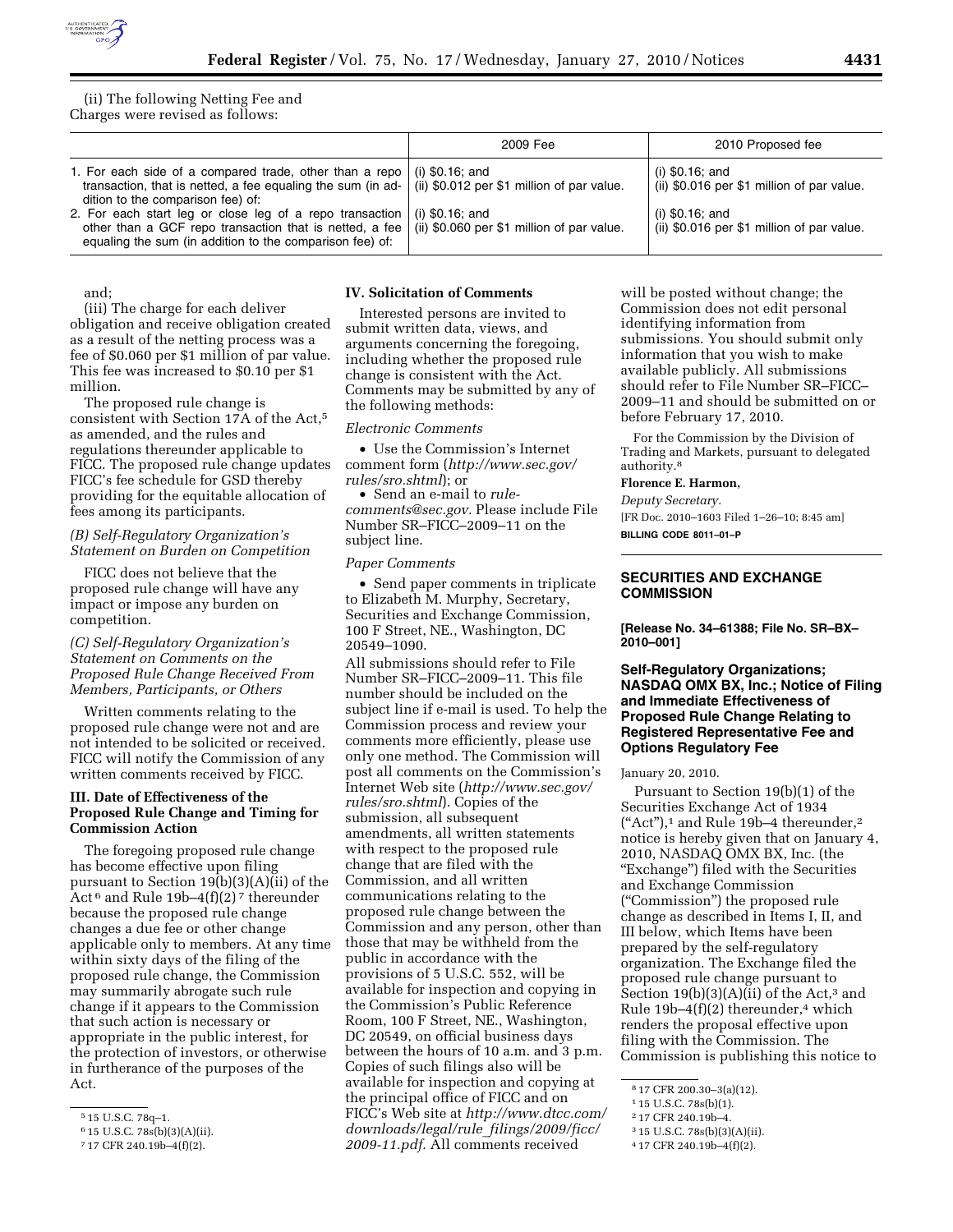(ii) The following Netting Fee and Charges were revised as follows:

| | 2009 Fee | 2010 Proposed fee |
| --- | --- | --- |
| 1. For each side of a compared trade, other than a repo transaction, that is netted, a fee equaling the sum (in addition to the comparison fee) of: | (i) $0.16; and (ii) $0.012 per $1 million of par value. | (i) $0.16; and (ii) $0.016 per $1 million of par value. |
| 2. For each start leg or close leg of a repo transaction other than a GCF repo transaction that is netted, a fee equaling the sum (in addition to the comparison fee) of: | (i) $0.16; and (ii) $0.060 per $1 million of par value. | (i) $0.16; and (ii) $0.016 per $1 million of par value. |

and;

(iii) The charge for each deliver obligation and receive obligation created as a result of the netting process was a fee of $0.060 per $1 million of par value. This fee was increased to $0.10 per $1 million.

The proposed rule change is consistent with Section 17A of the Act,[5] as amended, and the rules and regulations thereunder applicable to FICC. The proposed rule change updates FICC's fee schedule for GSD thereby providing for the equitable allocation of fees among its participants.

*(B) Self-Regulatory Organization's Statement on Burden on Competition*

FICC does not believe that the proposed rule change will have any impact or impose any burden on competition.

*(C) Self-Regulatory Organization's Statement on Comments on the Proposed Rule Change Received From Members, Participants, or Others*

Written comments relating to the proposed rule change were not and are not intended to be solicited or received. FICC will notify the Commission of any written comments received by FICC.

**III. Date of Effectiveness of the Proposed Rule Change and Timing for Commission Action**

The foregoing proposed rule change has become effective upon filing pursuant to Section 19(b)(3)(A)(ii) of the Act[6] and Rule 19b–4(f)(2)[7] thereunder because the proposed rule change changes a due fee or other change applicable only to members. At any time within sixty days of the filing of the proposed rule change, the Commission may summarily abrogate such rule change if it appears to the Commission that such action is necessary or appropriate in the public interest, for the protection of investors, or otherwise in furtherance of the purposes of the Act.

**IV. Solicitation of Comments**

Interested persons are invited to submit written data, views, and arguments concerning the foregoing, including whether the proposed rule change is consistent with the Act. Comments may be submitted by any of the following methods:

*Electronic Comments*

- Use the Commission's Internet comment form (*http://www.sec.gov/rules/sro.shtml*); or
- Send an e-mail to *rule-comments@sec.gov.* Please include File Number SR–FICC–2009–11 on the subject line.

*Paper Comments*

- Send paper comments in triplicate to Elizabeth M. Murphy, Secretary, Securities and Exchange Commission, 100 F Street, NE., Washington, DC 20549–1090.

All submissions should refer to File Number SR–FICC–2009–11. This file number should be included on the subject line if e-mail is used. To help the Commission process and review your comments more efficiently, please use only one method. The Commission will post all comments on the Commission's Internet Web site (*http://www.sec.gov/rules/sro.shtml*). Copies of the submission, all subsequent amendments, all written statements with respect to the proposed rule change that are filed with the Commission, and all written communications relating to the proposed rule change between the Commission and any person, other than those that may be withheld from the public in accordance with the provisions of 5 U.S.C. 552, will be available for inspection and copying in the Commission's Public Reference Room, 100 F Street, NE., Washington, DC 20549, on official business days between the hours of 10 a.m. and 3 p.m. Copies of such filings also will be available for inspection and copying at the principal office of FICC and on FICC's Web site at *http://www.dtcc.com/downloads/legal/rule_filings/2009/ficc/2009-11.pdf.* All comments received will be posted without change; the Commission does not edit personal identifying information from submissions. You should submit only information that you wish to make available publicly. All submissions should refer to File Number SR–FICC–2009–11 and should be submitted on or before February 17, 2010.

For the Commission by the Division of Trading and Markets, pursuant to delegated authority.[8]

**Florence E. Harmon,**

*Deputy Secretary.*

[FR Doc. 2010–1603 Filed 1–26–10; 8:45 am]

**BILLING CODE 8011–01–P**

[5] 15 U.S.C. 78q–1.

[6] 15 U.S.C. 78s(b)(3)(A)(ii).

[7] 17 CFR 240.19b–4(f)(2).

[8] 17 CFR 200.30–3(a)(12).

---

## SECURITIES AND EXCHANGE COMMISSION

**[Release No. 34–61388; File No. SR–BX–2010–001]**

## Self-Regulatory Organizations; NASDAQ OMX BX, Inc.; Notice of Filing and Immediate Effectiveness of Proposed Rule Change Relating to Registered Representative Fee and Options Regulatory Fee

January 20, 2010.

Pursuant to Section 19(b)(1) of the Securities Exchange Act of 1934 ("Act"),[1] and Rule 19b–4 thereunder,[2] notice is hereby given that on January 4, 2010, NASDAQ OMX BX, Inc. (the "Exchange") filed with the Securities and Exchange Commission ("Commission") the proposed rule change as described in Items I, II, and III below, which Items have been prepared by the self-regulatory organization. The Exchange filed the proposed rule change pursuant to Section 19(b)(3)(A)(ii) of the Act,[3] and Rule 19b–4(f)(2) thereunder,[4] which renders the proposal effective upon filing with the Commission. The Commission is publishing this notice to

[1] 15 U.S.C. 78s(b)(1).

[2] 17 CFR 240.19b–4.

[3] 15 U.S.C. 78s(b)(3)(A)(ii).

[4] 17 CFR 240.19b–4(f)(2).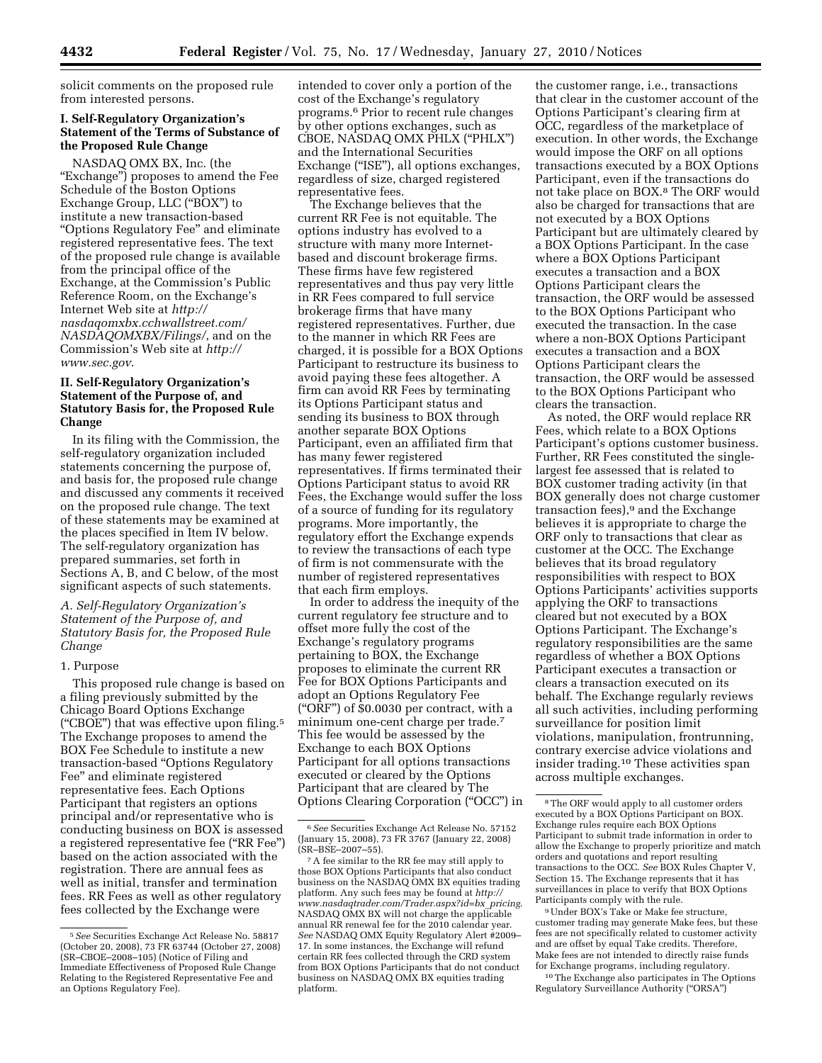solicit comments on the proposed rule from interested persons.

## I. Self-Regulatory Organization's Statement of the Terms of Substance of the Proposed Rule Change

NASDAQ OMX BX, Inc. (the "Exchange") proposes to amend the Fee Schedule of the Boston Options Exchange Group, LLC ("BOX") to institute a new transaction-based "Options Regulatory Fee" and eliminate registered representative fees. The text of the proposed rule change is available from the principal office of the Exchange, at the Commission's Public Reference Room, on the Exchange's Internet Web site at *http://nasdaqomxbx.cchwallstreet.com/NASDAQOMXBX/Filings/*, and on the Commission's Web site at *http://www.sec.gov*.

## II. Self-Regulatory Organization's Statement of the Purpose of, and Statutory Basis for, the Proposed Rule Change

In its filing with the Commission, the self-regulatory organization included statements concerning the purpose of, and basis for, the proposed rule change and discussed any comments it received on the proposed rule change. The text of these statements may be examined at the places specified in Item IV below. The self-regulatory organization has prepared summaries, set forth in Sections A, B, and C below, of the most significant aspects of such statements.

### *A. Self-Regulatory Organization's Statement of the Purpose of, and Statutory Basis for, the Proposed Rule Change*

#### 1. Purpose

This proposed rule change is based on a filing previously submitted by the Chicago Board Options Exchange ("CBOE") that was effective upon filing.[5] The Exchange proposes to amend the BOX Fee Schedule to institute a new transaction-based "Options Regulatory Fee" and eliminate registered representative fees. Each Options Participant that registers an options principal and/or representative who is conducting business on BOX is assessed a registered representative fee ("RR Fee") based on the action associated with the registration. There are annual fees as well as initial, transfer and termination fees. RR Fees as well as other regulatory fees collected by the Exchange were intended to cover only a portion of the cost of the Exchange's regulatory programs.[6] Prior to recent rule changes by other options exchanges, such as CBOE, NASDAQ OMX PHLX ("PHLX") and the International Securities Exchange ("ISE"), all options exchanges, regardless of size, charged registered representative fees.

The Exchange believes that the current RR Fee is not equitable. The options industry has evolved to a structure with many more Internet-based and discount brokerage firms. These firms have few registered representatives and thus pay very little in RR Fees compared to full service brokerage firms that have many registered representatives. Further, due to the manner in which RR Fees are charged, it is possible for a BOX Options Participant to restructure its business to avoid paying these fees altogether. A firm can avoid RR Fees by terminating its Options Participant status and sending its business to BOX through another separate BOX Options Participant, even an affiliated firm that has many fewer registered representatives. If firms terminated their Options Participant status to avoid RR Fees, the Exchange would suffer the loss of a source of funding for its regulatory programs. More importantly, the regulatory effort the Exchange expends to review the transactions of each type of firm is not commensurate with the number of registered representatives that each firm employs.

In order to address the inequity of the current regulatory fee structure and to offset more fully the cost of the Exchange's regulatory programs pertaining to BOX, the Exchange proposes to eliminate the current RR Fee for BOX Options Participants and adopt an Options Regulatory Fee ("ORF") of $0.0030 per contract, with a minimum one-cent charge per trade.[7] This fee would be assessed by the Exchange to each BOX Options Participant for all options transactions executed or cleared by the Options Participant that are cleared by The Options Clearing Corporation ("OCC") in the customer range, i.e., transactions that clear in the customer account of the Options Participant's clearing firm at OCC, regardless of the marketplace of execution. In other words, the Exchange would impose the ORF on all options transactions executed by a BOX Options Participant, even if the transactions do not take place on BOX.[8] The ORF would also be charged for transactions that are not executed by a BOX Options Participant but are ultimately cleared by a BOX Options Participant. In the case where a BOX Options Participant executes a transaction and a BOX Options Participant clears the transaction, the ORF would be assessed to the BOX Options Participant who executed the transaction. In the case where a non-BOX Options Participant executes a transaction and a BOX Options Participant clears the transaction, the ORF would be assessed to the BOX Options Participant who clears the transaction.

As noted, the ORF would replace RR Fees, which relate to a BOX Options Participant's options customer business. Further, RR Fees constituted the single-largest fee assessed that is related to BOX customer trading activity (in that BOX generally does not charge customer transaction fees),[9] and the Exchange believes it is appropriate to charge the ORF only to transactions that clear as customer at the OCC. The Exchange believes that its broad regulatory responsibilities with respect to BOX Options Participants' activities supports applying the ORF to transactions cleared but not executed by a BOX Options Participant. The Exchange's regulatory responsibilities are the same regardless of whether a BOX Options Participant executes a transaction or clears a transaction executed on its behalf. The Exchange regularly reviews all such activities, including performing surveillance for position limit violations, manipulation, frontrunning, contrary exercise advice violations and insider trading.[10] These activities span across multiple exchanges.

---

[5] *See* Securities Exchange Act Release No. 58817 (October 20, 2008), 73 FR 63744 (October 27, 2008) (SR–CBOE–2008–105) (Notice of Filing and Immediate Effectiveness of Proposed Rule Change Relating to the Registered Representative Fee and an Options Regulatory Fee).

[6] *See* Securities Exchange Act Release No. 57152 (January 15, 2008), 73 FR 3767 (January 22, 2008) (SR–BSE–2007–55).

[7] A fee similar to the RR fee may still apply to those BOX Options Participants that also conduct business on the NASDAQ OMX BX equities trading platform. Any such fees may be found at *http://www.nasdaqtrader.com/Trader.aspx?id=bx_pricing*. NASDAQ OMX BX will not charge the applicable annual RR renewal fee for the 2010 calendar year. *See* NASDAQ OMX Equity Regulatory Alert #2009–17. In some instances, the Exchange will refund certain RR fees collected through the CRD system from BOX Options Participants that do not conduct business on NASDAQ OMX BX equities trading platform.

[8] The ORF would apply to all customer orders executed by a BOX Options Participant on BOX. Exchange rules require each BOX Options Participant to submit trade information in order to allow the Exchange to properly prioritize and match orders and quotations and report resulting transactions to the OCC. *See* BOX Rules Chapter V, Section 15. The Exchange represents that it has surveillances in place to verify that BOX Options Participants comply with the rule.

[9] Under BOX's Take or Make fee structure, customer trading may generate Make fees, but these fees are not specifically related to customer activity and are offset by equal Take credits. Therefore, Make fees are not intended to directly raise funds for Exchange programs, including regulatory.

[10] The Exchange also participates in The Options Regulatory Surveillance Authority ("ORSA")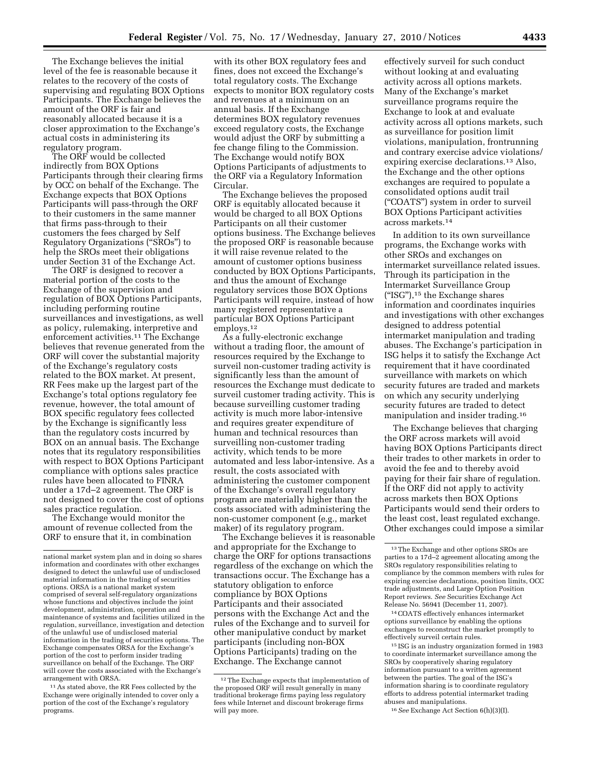The Exchange believes the initial level of the fee is reasonable because it relates to the recovery of the costs of supervising and regulating BOX Options Participants. The Exchange believes the amount of the ORF is fair and reasonably allocated because it is a closer approximation to the Exchange's actual costs in administering its regulatory program.

The ORF would be collected indirectly from BOX Options Participants through their clearing firms by OCC on behalf of the Exchange. The Exchange expects that BOX Options Participants will pass-through the ORF to their customers in the same manner that firms pass-through to their customers the fees charged by Self Regulatory Organizations ("SROs") to help the SROs meet their obligations under Section 31 of the Exchange Act.

The ORF is designed to recover a material portion of the costs to the Exchange of the supervision and regulation of BOX Options Participants, including performing routine surveillances and investigations, as well as policy, rulemaking, interpretive and enforcement activities.[11] The Exchange believes that revenue generated from the ORF will cover the substantial majority of the Exchange's regulatory costs related to the BOX market. At present, RR Fees make up the largest part of the Exchange's total options regulatory fee revenue, however, the total amount of BOX specific regulatory fees collected by the Exchange is significantly less than the regulatory costs incurred by BOX on an annual basis. The Exchange notes that its regulatory responsibilities with respect to BOX Options Participant compliance with options sales practice rules have been allocated to FINRA under a 17d–2 agreement. The ORF is not designed to cover the cost of options sales practice regulation.

The Exchange would monitor the amount of revenue collected from the ORF to ensure that it, in combination with its other BOX regulatory fees and fines, does not exceed the Exchange's total regulatory costs. The Exchange expects to monitor BOX regulatory costs and revenues at a minimum on an annual basis. If the Exchange determines BOX regulatory revenues exceed regulatory costs, the Exchange would adjust the ORF by submitting a fee change filing to the Commission. The Exchange would notify BOX Options Participants of adjustments to the ORF via a Regulatory Information Circular.

The Exchange believes the proposed ORF is equitably allocated because it would be charged to all BOX Options Participants on all their customer options business. The Exchange believes the proposed ORF is reasonable because it will raise revenue related to the amount of customer options business conducted by BOX Options Participants, and thus the amount of Exchange regulatory services those BOX Options Participants will require, instead of how many registered representative a particular BOX Options Participant employs.[12]

As a fully-electronic exchange without a trading floor, the amount of resources required by the Exchange to surveil non-customer trading activity is significantly less than the amount of resources the Exchange must dedicate to surveil customer trading activity. This is because surveilling customer trading activity is much more labor-intensive and requires greater expenditure of human and technical resources than surveilling non-customer trading activity, which tends to be more automated and less labor-intensive. As a result, the costs associated with administering the customer component of the Exchange's overall regulatory program are materially higher than the costs associated with administering the non-customer component (e.g., market maker) of its regulatory program.

The Exchange believes it is reasonable and appropriate for the Exchange to charge the ORF for options transactions regardless of the exchange on which the transactions occur. The Exchange has a statutory obligation to enforce compliance by BOX Options Participants and their associated persons with the Exchange Act and the rules of the Exchange and to surveil for other manipulative conduct by market participants (including non-BOX Options Participants) trading on the Exchange. The Exchange cannot effectively surveil for such conduct without looking at and evaluating activity across all options markets. Many of the Exchange's market surveillance programs require the Exchange to look at and evaluate activity across all options markets, such as surveillance for position limit violations, manipulation, frontrunning and contrary exercise advice violations/expiring exercise declarations.[13] Also, the Exchange and the other options exchanges are required to populate a consolidated options audit trail ("COATS") system in order to surveil BOX Options Participant activities across markets.[14]

In addition to its own surveillance programs, the Exchange works with other SROs and exchanges on intermarket surveillance related issues. Through its participation in the Intermarket Surveillance Group ("ISG"),[15] the Exchange shares information and coordinates inquiries and investigations with other exchanges designed to address potential intermarket manipulation and trading abuses. The Exchange's participation in ISG helps it to satisfy the Exchange Act requirement that it have coordinated surveillance with markets on which security futures are traded and markets on which any security underlying security futures are traded to detect manipulation and insider trading.[16]

The Exchange believes that charging the ORF across markets will avoid having BOX Options Participants direct their trades to other markets in order to avoid the fee and to thereby avoid paying for their fair share of regulation. If the ORF did not apply to activity across markets then BOX Options Participants would send their orders to the least cost, least regulated exchange. Other exchanges could impose a similar

---

national market system plan and in doing so shares information and coordinates with other exchanges designed to detect the unlawful use of undisclosed material information in the trading of securities options. ORSA is a national market system comprised of several self-regulatory organizations whose functions and objectives include the joint development, administration, operation and maintenance of systems and facilities utilized in the regulation, surveillance, investigation and detection of the unlawful use of undisclosed material information in the trading of securities options. The Exchange compensates ORSA for the Exchange's portion of the cost to perform insider trading surveillance on behalf of the Exchange. The ORF will cover the costs associated with the Exchange's arrangement with ORSA.

[11] As stated above, the RR Fees collected by the Exchange were originally intended to cover only a portion of the cost of the Exchange's regulatory programs.

[12] The Exchange expects that implementation of the proposed ORF will result generally in many traditional brokerage firms paying less regulatory fees while Internet and discount brokerage firms will pay more.

[13] The Exchange and other options SROs are parties to a 17d–2 agreement allocating among the SROs regulatory responsibilities relating to compliance by the common members with rules for expiring exercise declarations, position limits, OCC trade adjustments, and Large Option Position Report reviews. *See* Securities Exchange Act Release No. 56941 (December 11, 2007).

[14] COATS effectively enhances intermarket options surveillance by enabling the options exchanges to reconstruct the market promptly to effectively surveil certain rules.

[15] ISG is an industry organization formed in 1983 to coordinate intermarket surveillance among the SROs by cooperatively sharing regulatory information pursuant to a written agreement between the parties. The goal of the ISG's information sharing is to coordinate regulatory efforts to address potential intermarket trading abuses and manipulations.

[16] *See* Exchange Act Section 6(h)(3)(I).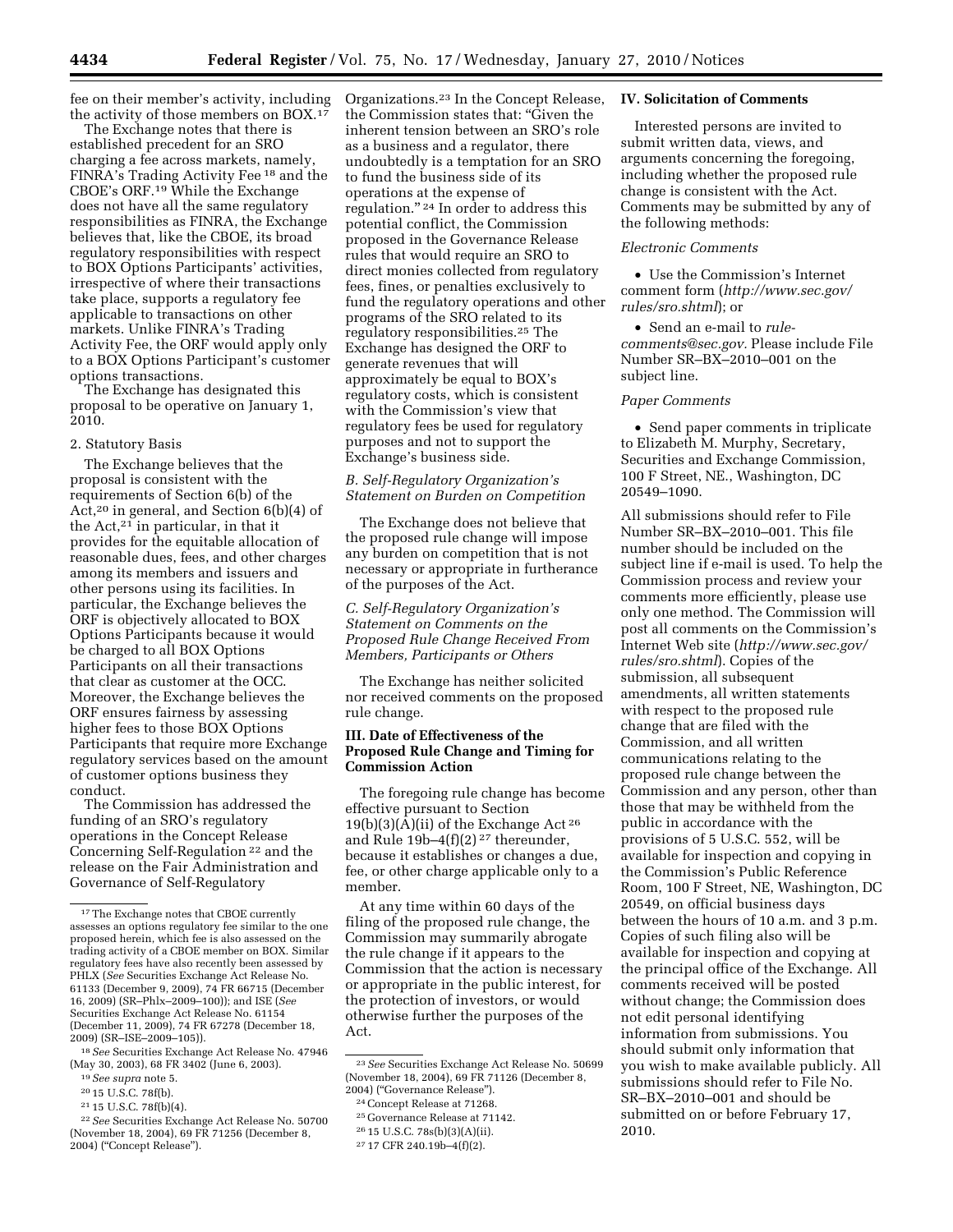fee on their member's activity, including the activity of those members on BOX.[17]

The Exchange notes that there is established precedent for an SRO charging a fee across markets, namely, FINRA's Trading Activity Fee [18] and the CBOE's ORF.[19] While the Exchange does not have all the same regulatory responsibilities as FINRA, the Exchange believes that, like the CBOE, its broad regulatory responsibilities with respect to BOX Options Participants' activities, irrespective of where their transactions take place, supports a regulatory fee applicable to transactions on other markets. Unlike FINRA's Trading Activity Fee, the ORF would apply only to a BOX Options Participant's customer options transactions.

The Exchange has designated this proposal to be operative on January 1, 2010.

2. Statutory Basis

The Exchange believes that the proposal is consistent with the requirements of Section 6(b) of the Act,[20] in general, and Section 6(b)(4) of the Act,[21] in particular, in that it provides for the equitable allocation of reasonable dues, fees, and other charges among its members and issuers and other persons using its facilities. In particular, the Exchange believes the ORF is objectively allocated to BOX Options Participants because it would be charged to all BOX Options Participants on all their transactions that clear as customer at the OCC. Moreover, the Exchange believes the ORF ensures fairness by assessing higher fees to those BOX Options Participants that require more Exchange regulatory services based on the amount of customer options business they conduct.

The Commission has addressed the funding of an SRO's regulatory operations in the Concept Release Concerning Self-Regulation [22] and the release on the Fair Administration and Governance of Self-Regulatory Organizations.[23] In the Concept Release, the Commission states that: "Given the inherent tension between an SRO's role as a business and a regulator, there undoubtedly is a temptation for an SRO to fund the business side of its operations at the expense of regulation." [24] In order to address this potential conflict, the Commission proposed in the Governance Release rules that would require an SRO to direct monies collected from regulatory fees, fines, or penalties exclusively to fund the regulatory operations and other programs of the SRO related to its regulatory responsibilities.[25] The Exchange has designed the ORF to generate revenues that will approximately be equal to BOX's regulatory costs, which is consistent with the Commission's view that regulatory fees be used for regulatory purposes and not to support the Exchange's business side.

*B. Self-Regulatory Organization's Statement on Burden on Competition*

The Exchange does not believe that the proposed rule change will impose any burden on competition that is not necessary or appropriate in furtherance of the purposes of the Act.

*C. Self-Regulatory Organization's Statement on Comments on the Proposed Rule Change Received From Members, Participants or Others*

The Exchange has neither solicited nor received comments on the proposed rule change.

## III. Date of Effectiveness of the Proposed Rule Change and Timing for Commission Action

The foregoing rule change has become effective pursuant to Section 19(b)(3)(A)(ii) of the Exchange Act [26] and Rule 19b–4(f)(2) [27] thereunder, because it establishes or changes a due, fee, or other charge applicable only to a member.

At any time within 60 days of the filing of the proposed rule change, the Commission may summarily abrogate the rule change if it appears to the Commission that the action is necessary or appropriate in the public interest, for the protection of investors, or would otherwise further the purposes of the Act.

## IV. Solicitation of Comments

Interested persons are invited to submit written data, views, and arguments concerning the foregoing, including whether the proposed rule change is consistent with the Act. Comments may be submitted by any of the following methods:

*Electronic Comments*

- Use the Commission's Internet comment form (*http://www.sec.gov/rules/sro.shtml*); or
- Send an e-mail to *rule-comments@sec.gov.* Please include File Number SR–BX–2010–001 on the subject line.

*Paper Comments*

- Send paper comments in triplicate to Elizabeth M. Murphy, Secretary, Securities and Exchange Commission, 100 F Street, NE., Washington, DC 20549–1090.

All submissions should refer to File Number SR–BX–2010–001. This file number should be included on the subject line if e-mail is used. To help the Commission process and review your comments more efficiently, please use only one method. The Commission will post all comments on the Commission's Internet Web site (*http://www.sec.gov/rules/sro.shtml*). Copies of the submission, all subsequent amendments, all written statements with respect to the proposed rule change that are filed with the Commission, and all written communications relating to the proposed rule change between the Commission and any person, other than those that may be withheld from the public in accordance with the provisions of 5 U.S.C. 552, will be available for inspection and copying in the Commission's Public Reference Room, 100 F Street, NE, Washington, DC 20549, on official business days between the hours of 10 a.m. and 3 p.m. Copies of such filing also will be available for inspection and copying at the principal office of the Exchange. All comments received will be posted without change; the Commission does not edit personal identifying information from submissions. You should submit only information that you wish to make available publicly. All submissions should refer to File No. SR–BX–2010–001 and should be submitted on or before February 17, 2010.

---

[17] The Exchange notes that CBOE currently assesses an options regulatory fee similar to the one proposed herein, which fee is also assessed on the trading activity of a CBOE member on BOX. Similar regulatory fees have also recently been assessed by PHLX (*See* Securities Exchange Act Release No. 61133 (December 9, 2009), 74 FR 66715 (December 16, 2009) (SR–Phlx–2009–100)); and ISE (*See* Securities Exchange Act Release No. 61154 (December 11, 2009), 74 FR 67278 (December 18, 2009) (SR–ISE–2009–105)).

[18] *See* Securities Exchange Act Release No. 47946 (May 30, 2003), 68 FR 3402 (June 6, 2003).

[19] *See supra* note 5.

[20] 15 U.S.C. 78f(b).

[21] 15 U.S.C. 78f(b)(4).

[22] *See* Securities Exchange Act Release No. 50700 (November 18, 2004), 69 FR 71256 (December 8, 2004) ("Concept Release").

[23] *See* Securities Exchange Act Release No. 50699 (November 18, 2004), 69 FR 71126 (December 8, 2004) ("Governance Release").

[24] Concept Release at 71268.

[25] Governance Release at 71142.

[26] 15 U.S.C. 78s(b)(3)(A)(ii).

[27] 17 CFR 240.19b–4(f)(2).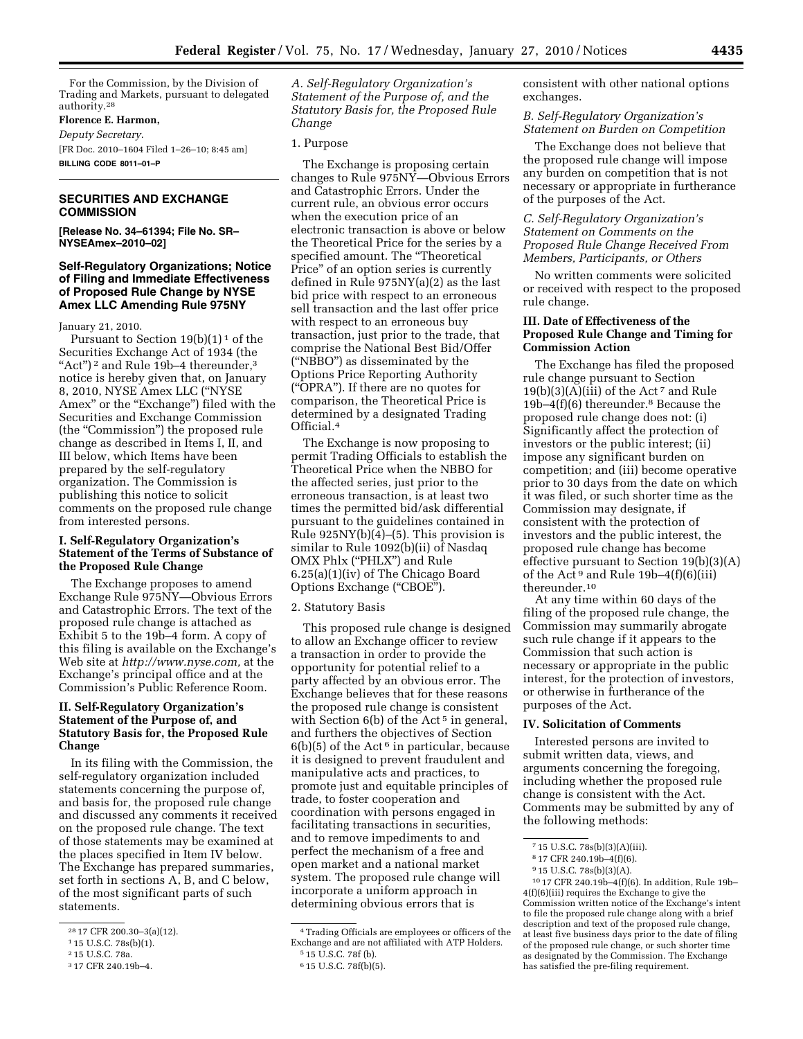For the Commission, by the Division of Trading and Markets, pursuant to delegated authority.[28]

**Florence E. Harmon,**

*Deputy Secretary.*

[FR Doc. 2010–1604 Filed 1–26–10; 8:45 am]

**BILLING CODE 8011–01–P**

---

[28] 17 CFR 200.30–3(a)(12).

## SECURITIES AND EXCHANGE COMMISSION

**[Release No. 34–61394; File No. SR–NYSEAmex–2010–02]**

### Self-Regulatory Organizations; Notice of Filing and Immediate Effectiveness of Proposed Rule Change by NYSE Amex LLC Amending Rule 975NY

January 21, 2010.

Pursuant to Section 19(b)(1)[1] of the Securities Exchange Act of 1934 (the "Act")[2] and Rule 19b–4 thereunder,[3] notice is hereby given that, on January 8, 2010, NYSE Amex LLC ("NYSE Amex" or the "Exchange") filed with the Securities and Exchange Commission (the "Commission") the proposed rule change as described in Items I, II, and III below, which Items have been prepared by the self-regulatory organization. The Commission is publishing this notice to solicit comments on the proposed rule change from interested persons.

#### I. Self-Regulatory Organization's Statement of the Terms of Substance of the Proposed Rule Change

The Exchange proposes to amend Exchange Rule 975NY—Obvious Errors and Catastrophic Errors. The text of the proposed rule change is attached as Exhibit 5 to the 19b–4 form. A copy of this filing is available on the Exchange's Web site at *http://www.nyse.com,* at the Exchange's principal office and at the Commission's Public Reference Room.

#### II. Self-Regulatory Organization's Statement of the Purpose of, and Statutory Basis for, the Proposed Rule Change

In its filing with the Commission, the self-regulatory organization included statements concerning the purpose of, and basis for, the proposed rule change and discussed any comments it received on the proposed rule change. The text of those statements may be examined at the places specified in Item IV below. The Exchange has prepared summaries, set forth in sections A, B, and C below, of the most significant parts of such statements.

---

[1] 15 U.S.C. 78s(b)(1).

[2] 15 U.S.C. 78a.

[3] 17 CFR 240.19b–4.

*A. Self-Regulatory Organization's Statement of the Purpose of, and the Statutory Basis for, the Proposed Rule Change*

1. Purpose

The Exchange is proposing certain changes to Rule 975NY—Obvious Errors and Catastrophic Errors. Under the current rule, an obvious error occurs when the execution price of an electronic transaction is above or below the Theoretical Price for the series by a specified amount. The "Theoretical Price" of an option series is currently defined in Rule 975NY(a)(2) as the last bid price with respect to an erroneous sell transaction and the last offer price with respect to an erroneous buy transaction, just prior to the trade, that comprise the National Best Bid/Offer ("NBBO") as disseminated by the Options Price Reporting Authority ("OPRA"). If there are no quotes for comparison, the Theoretical Price is determined by a designated Trading Official.[4]

The Exchange is now proposing to permit Trading Officials to establish the Theoretical Price when the NBBO for the affected series, just prior to the erroneous transaction, is at least two times the permitted bid/ask differential pursuant to the guidelines contained in Rule 925NY(b)(4)–(5). This provision is similar to Rule 1092(b)(ii) of Nasdaq OMX Phlx ("PHLX") and Rule 6.25(a)(1)(iv) of The Chicago Board Options Exchange ("CBOE").

2. Statutory Basis

This proposed rule change is designed to allow an Exchange officer to review a transaction in order to provide the opportunity for potential relief to a party affected by an obvious error. The Exchange believes that for these reasons the proposed rule change is consistent with Section 6(b) of the Act[5] in general, and furthers the objectives of Section 6(b)(5) of the Act[6] in particular, because it is designed to prevent fraudulent and manipulative acts and practices, to promote just and equitable principles of trade, to foster cooperation and coordination with persons engaged in facilitating transactions in securities, and to remove impediments to and perfect the mechanism of a free and open market and a national market system. The proposed rule change will incorporate a uniform approach in determining obvious errors that is consistent with other national options exchanges.

---

[4] Trading Officials are employees or officers of the Exchange and are not affiliated with ATP Holders.

[5] 15 U.S.C. 78f (b).

[6] 15 U.S.C. 78f(b)(5).

*B. Self-Regulatory Organization's Statement on Burden on Competition*

The Exchange does not believe that the proposed rule change will impose any burden on competition that is not necessary or appropriate in furtherance of the purposes of the Act.

*C. Self-Regulatory Organization's Statement on Comments on the Proposed Rule Change Received From Members, Participants, or Others*

No written comments were solicited or received with respect to the proposed rule change.

#### III. Date of Effectiveness of the Proposed Rule Change and Timing for Commission Action

The Exchange has filed the proposed rule change pursuant to Section 19(b)(3)(A)(iii) of the Act[7] and Rule 19b–4(f)(6) thereunder.[8] Because the proposed rule change does not: (i) Significantly affect the protection of investors or the public interest; (ii) impose any significant burden on competition; and (iii) become operative prior to 30 days from the date on which it was filed, or such shorter time as the Commission may designate, if consistent with the protection of investors and the public interest, the proposed rule change has become effective pursuant to Section 19(b)(3)(A) of the Act[9] and Rule 19b–4(f)(6)(iii) thereunder.[10]

At any time within 60 days of the filing of the proposed rule change, the Commission may summarily abrogate such rule change if it appears to the Commission that such action is necessary or appropriate in the public interest, for the protection of investors, or otherwise in furtherance of the purposes of the Act.

#### IV. Solicitation of Comments

Interested persons are invited to submit written data, views, and arguments concerning the foregoing, including whether the proposed rule change is consistent with the Act. Comments may be submitted by any of the following methods:

---

[7] 15 U.S.C. 78s(b)(3)(A)(iii).

[8] 17 CFR 240.19b–4(f)(6).

[9] 15 U.S.C. 78s(b)(3)(A).

[10] 17 CFR 240.19b–4(f)(6). In addition, Rule 19b–4(f)(6)(iii) requires the Exchange to give the Commission written notice of the Exchange's intent to file the proposed rule change along with a brief description and text of the proposed rule change, at least five business days prior to the date of filing of the proposed rule change, or such shorter time as designated by the Commission. The Exchange has satisfied the pre-filing requirement.